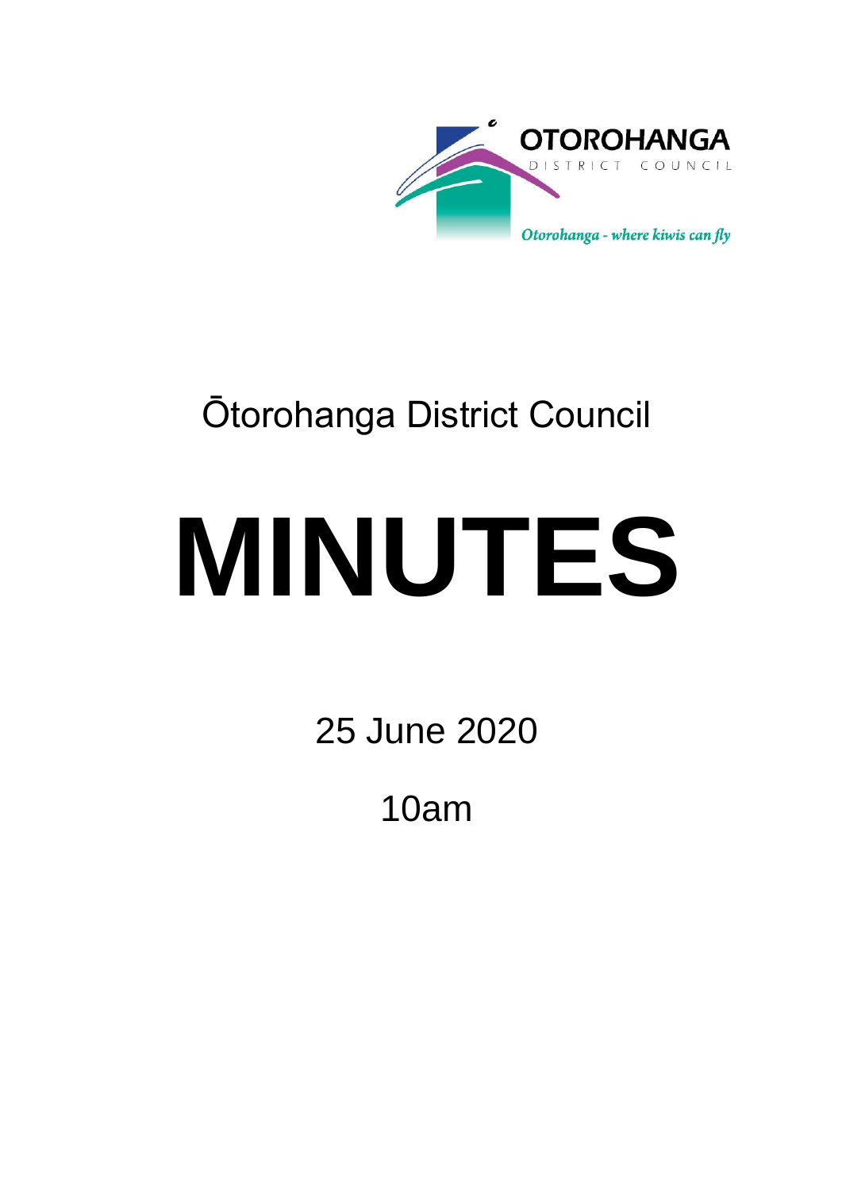OTOROHANGA

DISTRICT COUNCIL

*Otorohanga - where kiwis can fly*

Ōtorohanga District Council

# MINUTES

25 June 2020

10am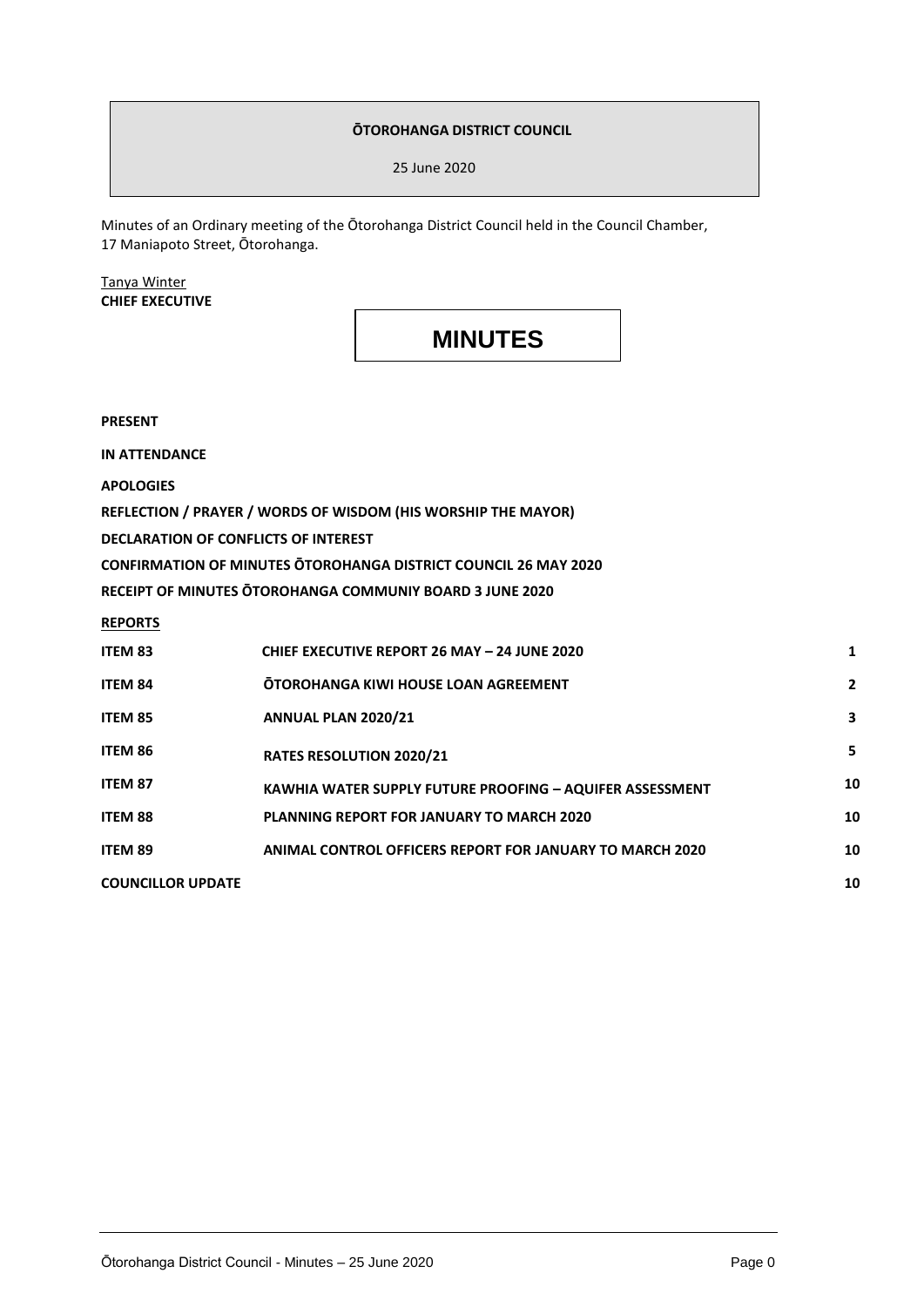**ŌTOROHANGA DISTRICT COUNCIL**

25 June 2020

Minutes of an Ordinary meeting of the Ōtorohanga District Council held in the Council Chamber, 17 Maniapoto Street, Ōtorohanga.

Tanya Winter
**CHIEF EXECUTIVE**

# MINUTES

**PRESENT**

**IN ATTENDANCE**

**APOLOGIES**

**REFLECTION / PRAYER / WORDS OF WISDOM (HIS WORSHIP THE MAYOR)**

**DECLARATION OF CONFLICTS OF INTEREST**

**CONFIRMATION OF MINUTES ŌTOROHANGA DISTRICT COUNCIL 26 MAY 2020**

**RECEIPT OF MINUTES ŌTOROHANGA COMMUNIY BOARD 3 JUNE 2020**

**REPORTS**

| | | |
|---|---|---|
| **ITEM 83** | **CHIEF EXECUTIVE REPORT 26 MAY – 24 JUNE 2020** | **1** |
| **ITEM 84** | **ŌTOROHANGA KIWI HOUSE LOAN AGREEMENT** | **2** |
| **ITEM 85** | **ANNUAL PLAN 2020/21** | **3** |
| **ITEM 86** | **RATES RESOLUTION 2020/21** | **5** |
| **ITEM 87** | **KAWHIA WATER SUPPLY FUTURE PROOFING – AQUIFER ASSESSMENT** | **10** |
| **ITEM 88** | **PLANNING REPORT FOR JANUARY TO MARCH 2020** | **10** |
| **ITEM 89** | **ANIMAL CONTROL OFFICERS REPORT FOR JANUARY TO MARCH 2020** | **10** |
| **COUNCILLOR UPDATE** | | **10** |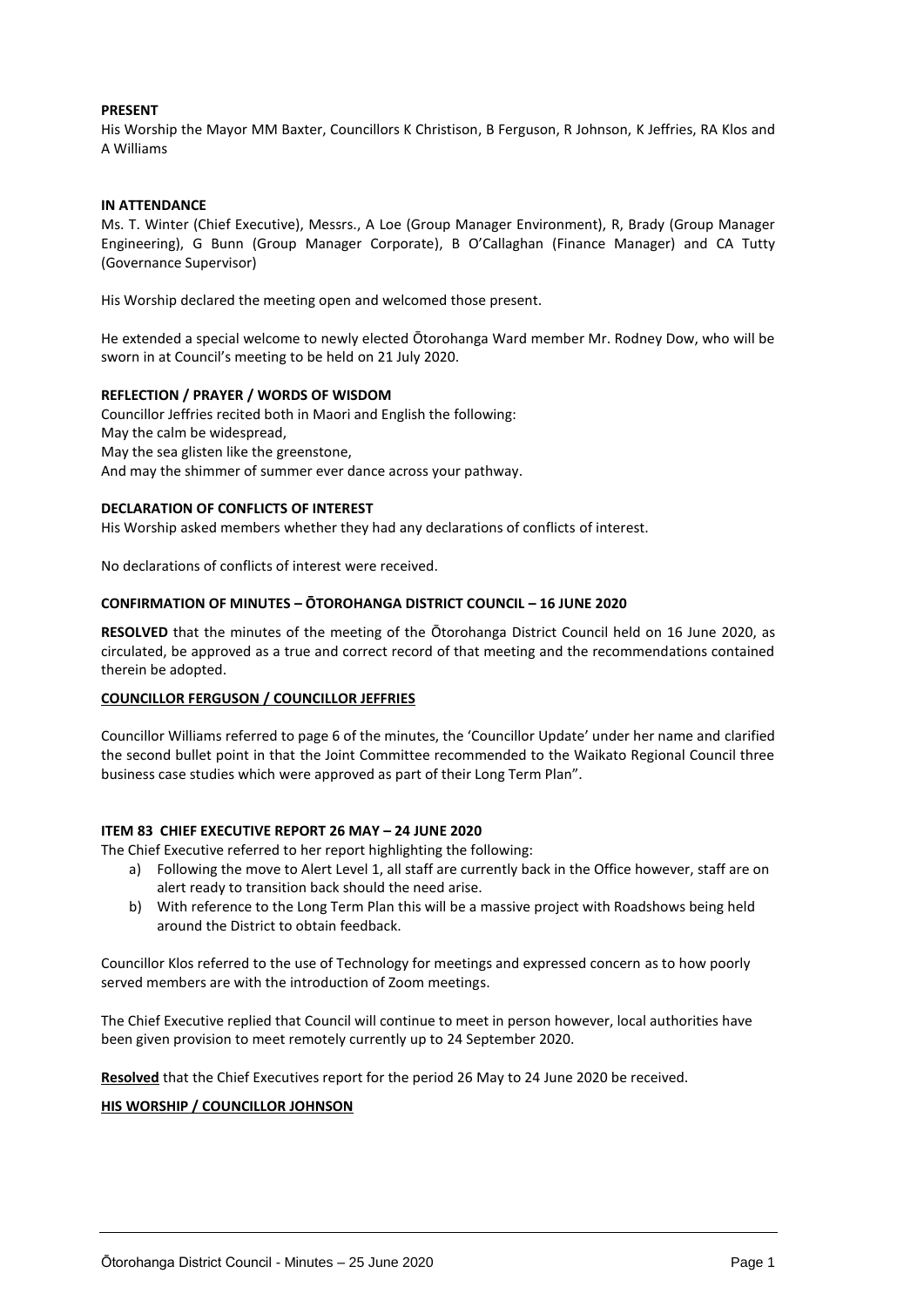**PRESENT**

His Worship the Mayor MM Baxter, Councillors K Christison, B Ferguson, R Johnson, K Jeffries, RA Klos and A Williams

**IN ATTENDANCE**

Ms. T. Winter (Chief Executive), Messrs., A Loe (Group Manager Environment), R, Brady (Group Manager Engineering), G Bunn (Group Manager Corporate), B O'Callaghan (Finance Manager) and CA Tutty (Governance Supervisor)

His Worship declared the meeting open and welcomed those present.

He extended a special welcome to newly elected Ōtorohanga Ward member Mr. Rodney Dow, who will be sworn in at Council's meeting to be held on 21 July 2020.

**REFLECTION / PRAYER / WORDS OF WISDOM**

Councillor Jeffries recited both in Maori and English the following:
May the calm be widespread,
May the sea glisten like the greenstone,
And may the shimmer of summer ever dance across your pathway.

**DECLARATION OF CONFLICTS OF INTEREST**

His Worship asked members whether they had any declarations of conflicts of interest.

No declarations of conflicts of interest were received.

**CONFIRMATION OF MINUTES – ŌTOROHANGA DISTRICT COUNCIL – 16 JUNE 2020**

**RESOLVED** that the minutes of the meeting of the Ōtorohanga District Council held on 16 June 2020, as circulated, be approved as a true and correct record of that meeting and the recommendations contained therein be adopted.

**COUNCILLOR FERGUSON / COUNCILLOR JEFFRIES**

Councillor Williams referred to page 6 of the minutes, the 'Councillor Update' under her name and clarified the second bullet point in that the Joint Committee recommended to the Waikato Regional Council three business case studies which were approved as part of their Long Term Plan".

**ITEM 83 CHIEF EXECUTIVE REPORT 26 MAY – 24 JUNE 2020**

The Chief Executive referred to her report highlighting the following:

a) Following the move to Alert Level 1, all staff are currently back in the Office however, staff are on alert ready to transition back should the need arise.
b) With reference to the Long Term Plan this will be a massive project with Roadshows being held around the District to obtain feedback.

Councillor Klos referred to the use of Technology for meetings and expressed concern as to how poorly served members are with the introduction of Zoom meetings.

The Chief Executive replied that Council will continue to meet in person however, local authorities have been given provision to meet remotely currently up to 24 September 2020.

**Resolved** that the Chief Executives report for the period 26 May to 24 June 2020 be received.

**HIS WORSHIP / COUNCILLOR JOHNSON**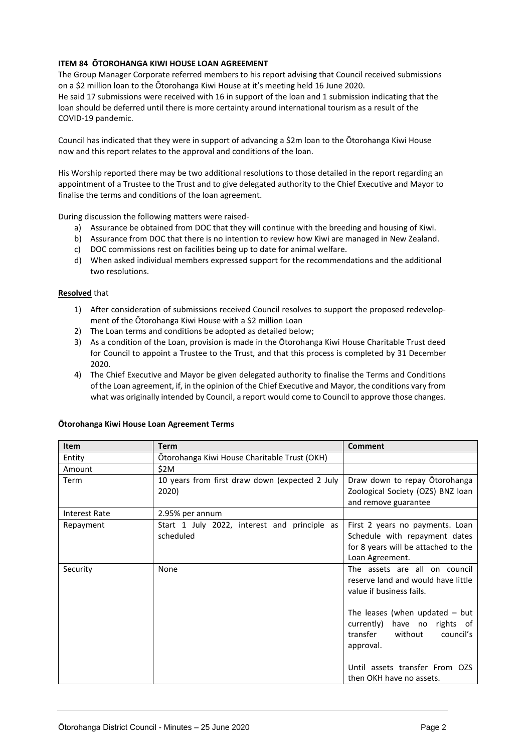**ITEM 84 ŌTOROHANGA KIWI HOUSE LOAN AGREEMENT**

The Group Manager Corporate referred members to his report advising that Council received submissions on a $2 million loan to the Ōtorohanga Kiwi House at it's meeting held 16 June 2020.
He said 17 submissions were received with 16 in support of the loan and 1 submission indicating that the loan should be deferred until there is more certainty around international tourism as a result of the COVID-19 pandemic.

Council has indicated that they were in support of advancing a $2m loan to the Ōtorohanga Kiwi House now and this report relates to the approval and conditions of the loan.

His Worship reported there may be two additional resolutions to those detailed in the report regarding an appointment of a Trustee to the Trust and to give delegated authority to the Chief Executive and Mayor to finalise the terms and conditions of the loan agreement.

During discussion the following matters were raised-

a) Assurance be obtained from DOC that they will continue with the breeding and housing of Kiwi.
b) Assurance from DOC that there is no intention to review how Kiwi are managed in New Zealand.
c) DOC commissions rest on facilities being up to date for animal welfare.
d) When asked individual members expressed support for the recommendations and the additional two resolutions.

**Resolved** that

1) After consideration of submissions received Council resolves to support the proposed redevelopment of the Ōtorohanga Kiwi House with a $2 million Loan
2) The Loan terms and conditions be adopted as detailed below;
3) As a condition of the Loan, provision is made in the Ōtorohanga Kiwi House Charitable Trust deed for Council to appoint a Trustee to the Trust, and that this process is completed by 31 December 2020.
4) The Chief Executive and Mayor be given delegated authority to finalise the Terms and Conditions of the Loan agreement, if, in the opinion of the Chief Executive and Mayor, the conditions vary from what was originally intended by Council, a report would come to Council to approve those changes.

**Ōtorohanga Kiwi House Loan Agreement Terms**

| Item | Term | Comment |
|---|---|---|
| Entity | Ōtorohanga Kiwi House Charitable Trust (OKH) | |
| Amount | $2M | |
| Term | 10 years from first draw down (expected 2 July 2020) | Draw down to repay Ōtorohanga Zoological Society (OZS) BNZ loan and remove guarantee |
| Interest Rate | 2.95% per annum | |
| Repayment | Start 1 July 2022, interest and principle as scheduled | First 2 years no payments. Loan Schedule with repayment dates for 8 years will be attached to the Loan Agreement. |
| Security | None | The assets are all on council reserve land and would have little value if business fails.<br><br>The leases (when updated – but currently) have no rights of transfer without council's approval.<br><br>Until assets transfer From OZS then OKH have no assets. |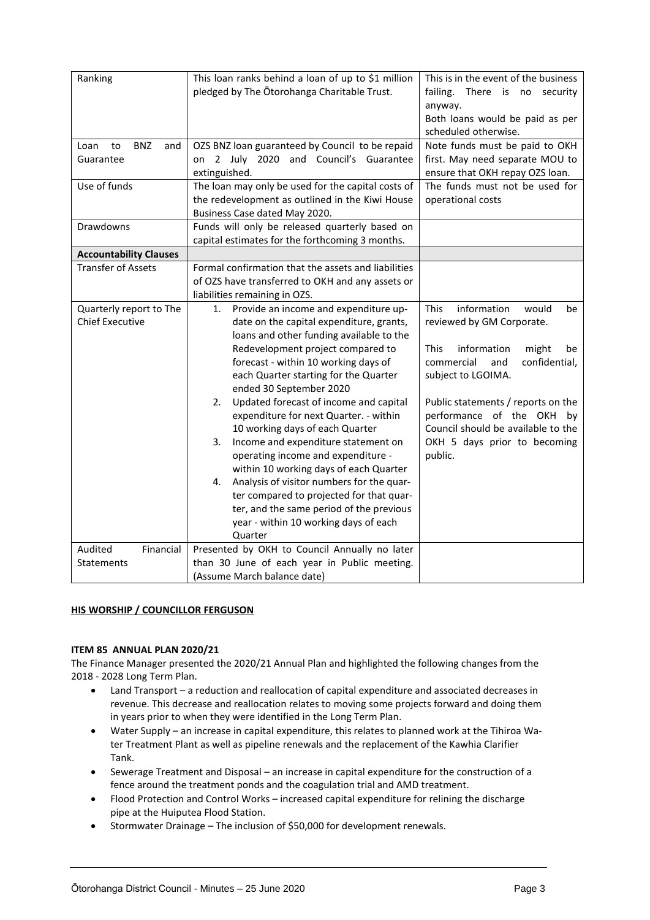| Ranking | This loan ranks behind a loan of up to $1 million pledged by The Ōtorohanga Charitable Trust. | This is in the event of the business failing. There is no security anyway.<br>Both loans would be paid as per scheduled otherwise. |
|---|---|---|
| Loan to BNZ and Guarantee | OZS BNZ loan guaranteed by Council to be repaid on 2 July 2020 and Council's Guarantee extinguished. | Note funds must be paid to OKH first. May need separate MOU to ensure that OKH repay OZS loan. |
| Use of funds | The loan may only be used for the capital costs of the redevelopment as outlined in the Kiwi House Business Case dated May 2020. | The funds must not be used for operational costs |
| Drawdowns | Funds will only be released quarterly based on capital estimates for the forthcoming 3 months. | |
| **Accountability Clauses** | | |
| Transfer of Assets | Formal confirmation that the assets and liabilities of OZS have transferred to OKH and any assets or liabilities remaining in OZS. | |
| Quarterly report to The Chief Executive | 1. Provide an income and expenditure update on the capital expenditure, grants, loans and other funding available to the Redevelopment project compared to forecast - within 10 working days of each Quarter starting for the Quarter ended 30 September 2020<br>2. Updated forecast of income and capital expenditure for next Quarter. - within 10 working days of each Quarter<br>3. Income and expenditure statement on operating income and expenditure - within 10 working days of each Quarter<br>4. Analysis of visitor numbers for the quarter compared to projected for that quarter, and the same period of the previous year - within 10 working days of each Quarter | This information would be reviewed by GM Corporate.<br><br>This information might be commercial and confidential, subject to LGOIMA.<br><br>Public statements / reports on the performance of the OKH by Council should be available to the OKH 5 days prior to becoming public. |
| Audited Financial Statements | Presented by OKH to Council Annually no later than 30 June of each year in Public meeting. (Assume March balance date) | |

**HIS WORSHIP / COUNCILLOR FERGUSON**

**ITEM 85 ANNUAL PLAN 2020/21**

The Finance Manager presented the 2020/21 Annual Plan and highlighted the following changes from the 2018 - 2028 Long Term Plan.

- Land Transport – a reduction and reallocation of capital expenditure and associated decreases in revenue. This decrease and reallocation relates to moving some projects forward and doing them in years prior to when they were identified in the Long Term Plan.
- Water Supply – an increase in capital expenditure, this relates to planned work at the Tihiroa Water Treatment Plant as well as pipeline renewals and the replacement of the Kawhia Clarifier Tank.
- Sewerage Treatment and Disposal – an increase in capital expenditure for the construction of a fence around the treatment ponds and the coagulation trial and AMD treatment.
- Flood Protection and Control Works – increased capital expenditure for relining the discharge pipe at the Huiputea Flood Station.
- Stormwater Drainage – The inclusion of $50,000 for development renewals.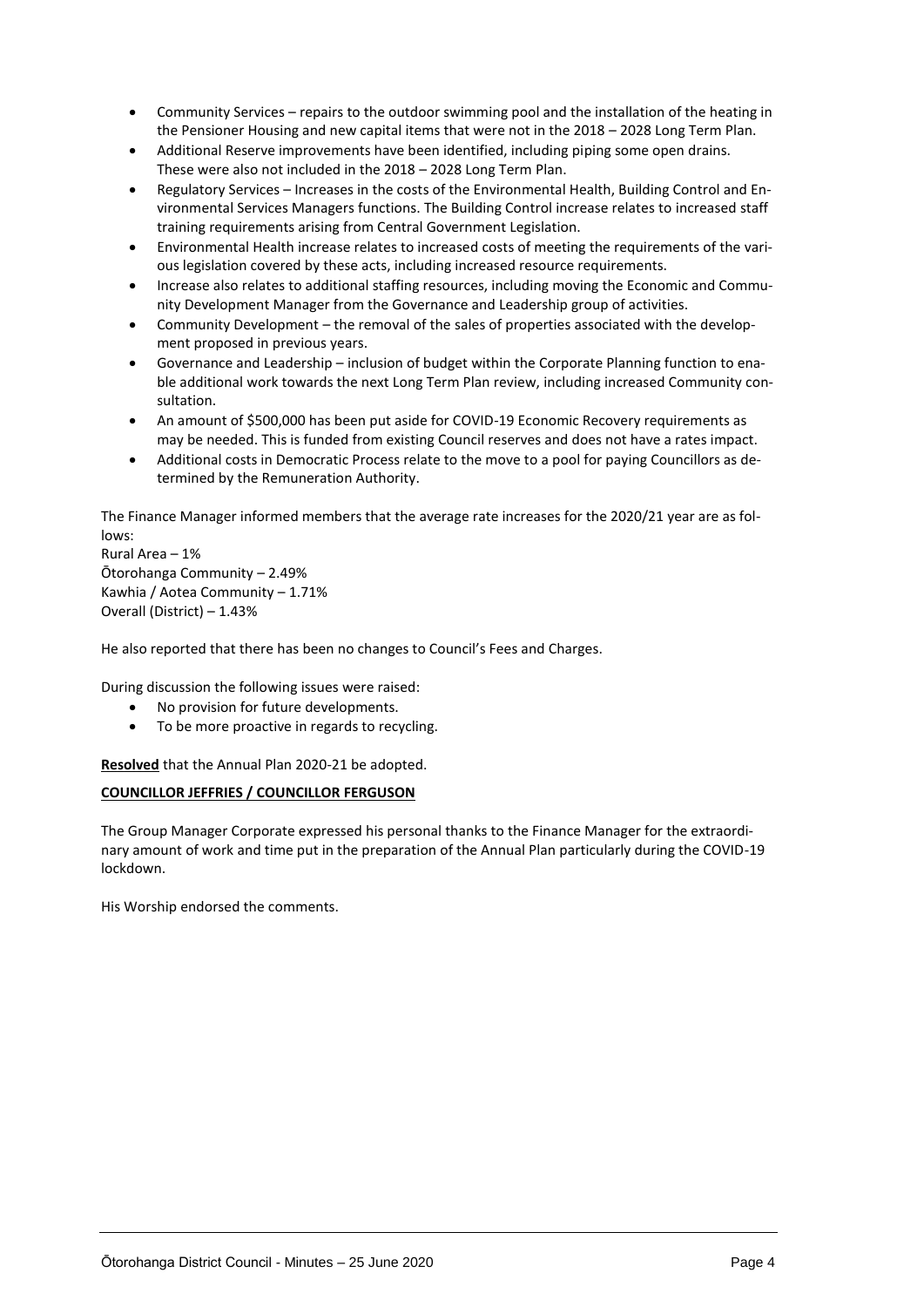- Community Services – repairs to the outdoor swimming pool and the installation of the heating in the Pensioner Housing and new capital items that were not in the 2018 – 2028 Long Term Plan.
- Additional Reserve improvements have been identified, including piping some open drains. These were also not included in the 2018 – 2028 Long Term Plan.
- Regulatory Services – Increases in the costs of the Environmental Health, Building Control and Environmental Services Managers functions. The Building Control increase relates to increased staff training requirements arising from Central Government Legislation.
- Environmental Health increase relates to increased costs of meeting the requirements of the various legislation covered by these acts, including increased resource requirements.
- Increase also relates to additional staffing resources, including moving the Economic and Community Development Manager from the Governance and Leadership group of activities.
- Community Development – the removal of the sales of properties associated with the development proposed in previous years.
- Governance and Leadership – inclusion of budget within the Corporate Planning function to enable additional work towards the next Long Term Plan review, including increased Community consultation.
- An amount of $500,000 has been put aside for COVID-19 Economic Recovery requirements as may be needed. This is funded from existing Council reserves and does not have a rates impact.
- Additional costs in Democratic Process relate to the move to a pool for paying Councillors as determined by the Remuneration Authority.

The Finance Manager informed members that the average rate increases for the 2020/21 year are as follows:
Rural Area – 1%
Ōtorohanga Community – 2.49%
Kawhia / Aotea Community – 1.71%
Overall (District) – 1.43%

He also reported that there has been no changes to Council's Fees and Charges.

During discussion the following issues were raised:

- No provision for future developments.
- To be more proactive in regards to recycling.

**Resolved** that the Annual Plan 2020-21 be adopted.

**COUNCILLOR JEFFRIES / COUNCILLOR FERGUSON**

The Group Manager Corporate expressed his personal thanks to the Finance Manager for the extraordinary amount of work and time put in the preparation of the Annual Plan particularly during the COVID-19 lockdown.

His Worship endorsed the comments.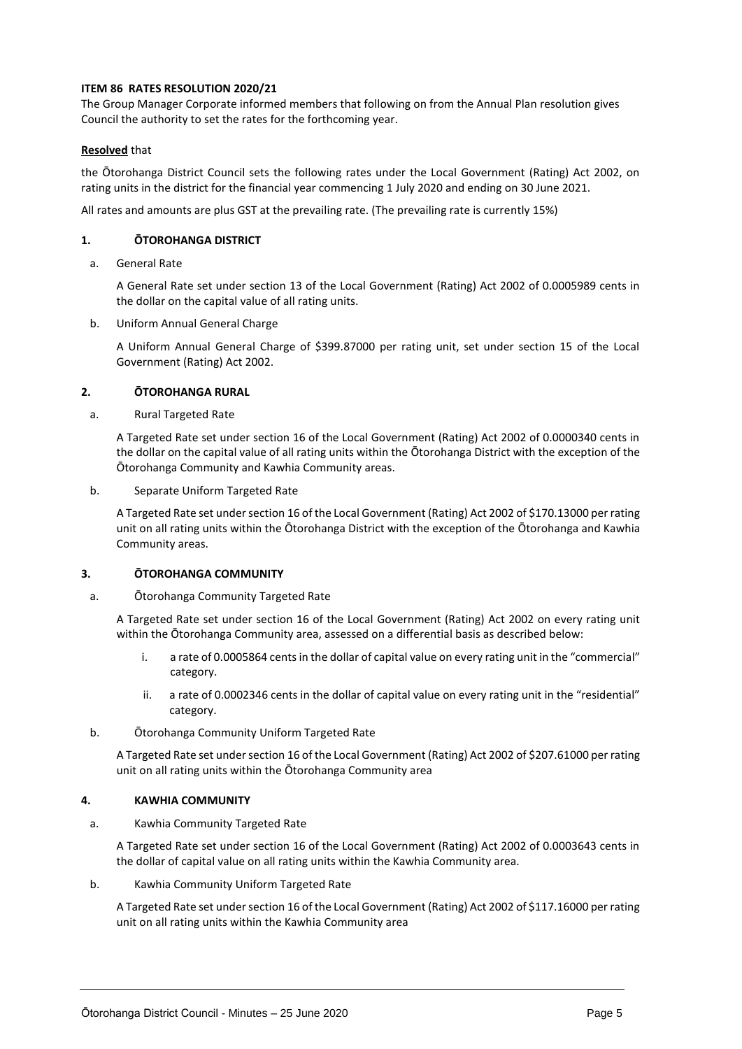**ITEM 86 RATES RESOLUTION 2020/21**

The Group Manager Corporate informed members that following on from the Annual Plan resolution gives Council the authority to set the rates for the forthcoming year.

**Resolved** that

the Ōtorohanga District Council sets the following rates under the Local Government (Rating) Act 2002, on rating units in the district for the financial year commencing 1 July 2020 and ending on 30 June 2021.

All rates and amounts are plus GST at the prevailing rate. (The prevailing rate is currently 15%)

**1. ŌTOROHANGA DISTRICT**

a. General Rate

A General Rate set under section 13 of the Local Government (Rating) Act 2002 of 0.0005989 cents in the dollar on the capital value of all rating units.

b. Uniform Annual General Charge

A Uniform Annual General Charge of $399.87000 per rating unit, set under section 15 of the Local Government (Rating) Act 2002.

**2. ŌTOROHANGA RURAL**

a. Rural Targeted Rate

A Targeted Rate set under section 16 of the Local Government (Rating) Act 2002 of 0.0000340 cents in the dollar on the capital value of all rating units within the Ōtorohanga District with the exception of the Ōtorohanga Community and Kawhia Community areas.

b. Separate Uniform Targeted Rate

A Targeted Rate set under section 16 of the Local Government (Rating) Act 2002 of $170.13000 per rating unit on all rating units within the Ōtorohanga District with the exception of the Ōtorohanga and Kawhia Community areas.

**3. ŌTOROHANGA COMMUNITY**

a. Ōtorohanga Community Targeted Rate

A Targeted Rate set under section 16 of the Local Government (Rating) Act 2002 on every rating unit within the Ōtorohanga Community area, assessed on a differential basis as described below:

i. a rate of 0.0005864 cents in the dollar of capital value on every rating unit in the "commercial" category.

ii. a rate of 0.0002346 cents in the dollar of capital value on every rating unit in the "residential" category.

b. Ōtorohanga Community Uniform Targeted Rate

A Targeted Rate set under section 16 of the Local Government (Rating) Act 2002 of $207.61000 per rating unit on all rating units within the Ōtorohanga Community area

**4. KAWHIA COMMUNITY**

a. Kawhia Community Targeted Rate

A Targeted Rate set under section 16 of the Local Government (Rating) Act 2002 of 0.0003643 cents in the dollar of capital value on all rating units within the Kawhia Community area.

b. Kawhia Community Uniform Targeted Rate

A Targeted Rate set under section 16 of the Local Government (Rating) Act 2002 of $117.16000 per rating unit on all rating units within the Kawhia Community area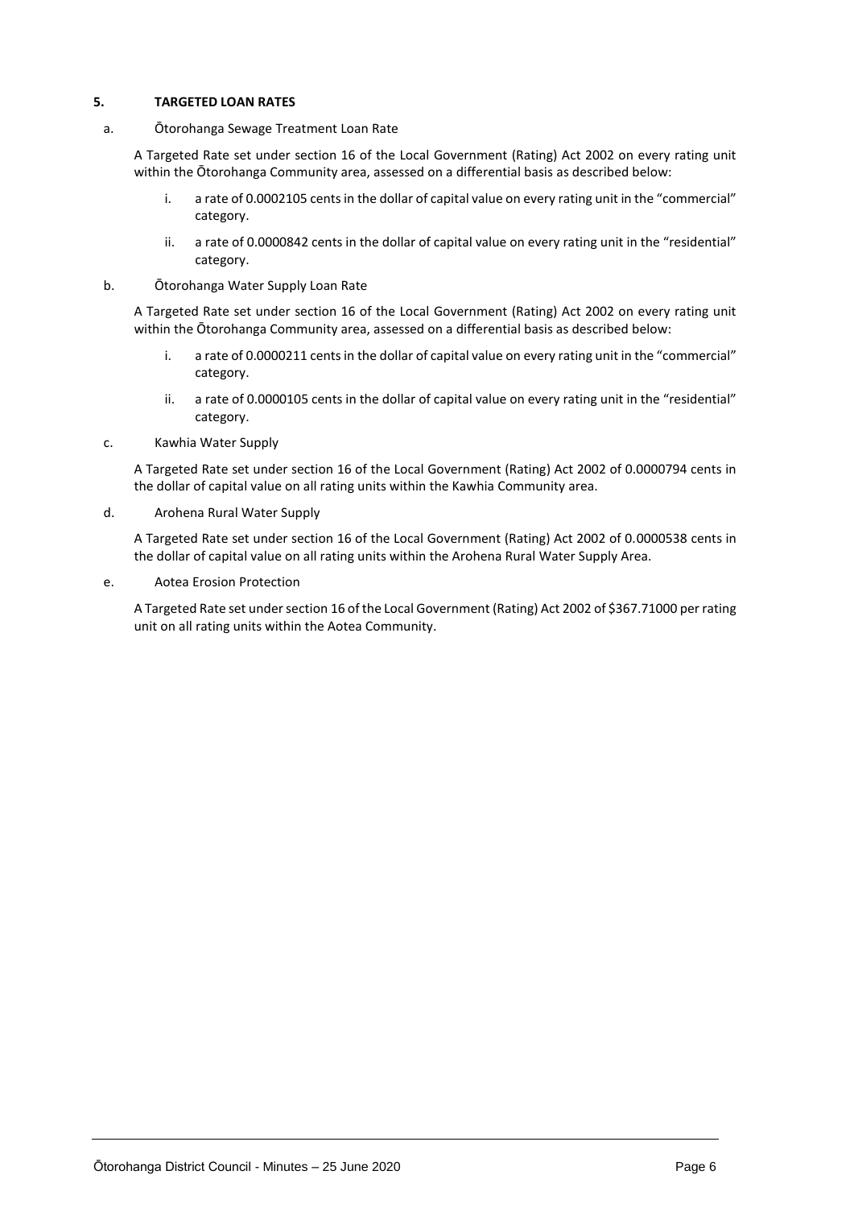## 5. TARGETED LOAN RATES

a. Ōtorohanga Sewage Treatment Loan Rate

A Targeted Rate set under section 16 of the Local Government (Rating) Act 2002 on every rating unit within the Ōtorohanga Community area, assessed on a differential basis as described below:

i. a rate of 0.0002105 cents in the dollar of capital value on every rating unit in the "commercial" category.

ii. a rate of 0.0000842 cents in the dollar of capital value on every rating unit in the "residential" category.

b. Ōtorohanga Water Supply Loan Rate

A Targeted Rate set under section 16 of the Local Government (Rating) Act 2002 on every rating unit within the Ōtorohanga Community area, assessed on a differential basis as described below:

i. a rate of 0.0000211 cents in the dollar of capital value on every rating unit in the "commercial" category.

ii. a rate of 0.0000105 cents in the dollar of capital value on every rating unit in the "residential" category.

c. Kawhia Water Supply

A Targeted Rate set under section 16 of the Local Government (Rating) Act 2002 of 0.0000794 cents in the dollar of capital value on all rating units within the Kawhia Community area.

d. Arohena Rural Water Supply

A Targeted Rate set under section 16 of the Local Government (Rating) Act 2002 of 0.0000538 cents in the dollar of capital value on all rating units within the Arohena Rural Water Supply Area.

e. Aotea Erosion Protection

A Targeted Rate set under section 16 of the Local Government (Rating) Act 2002 of $367.71000 per rating unit on all rating units within the Aotea Community.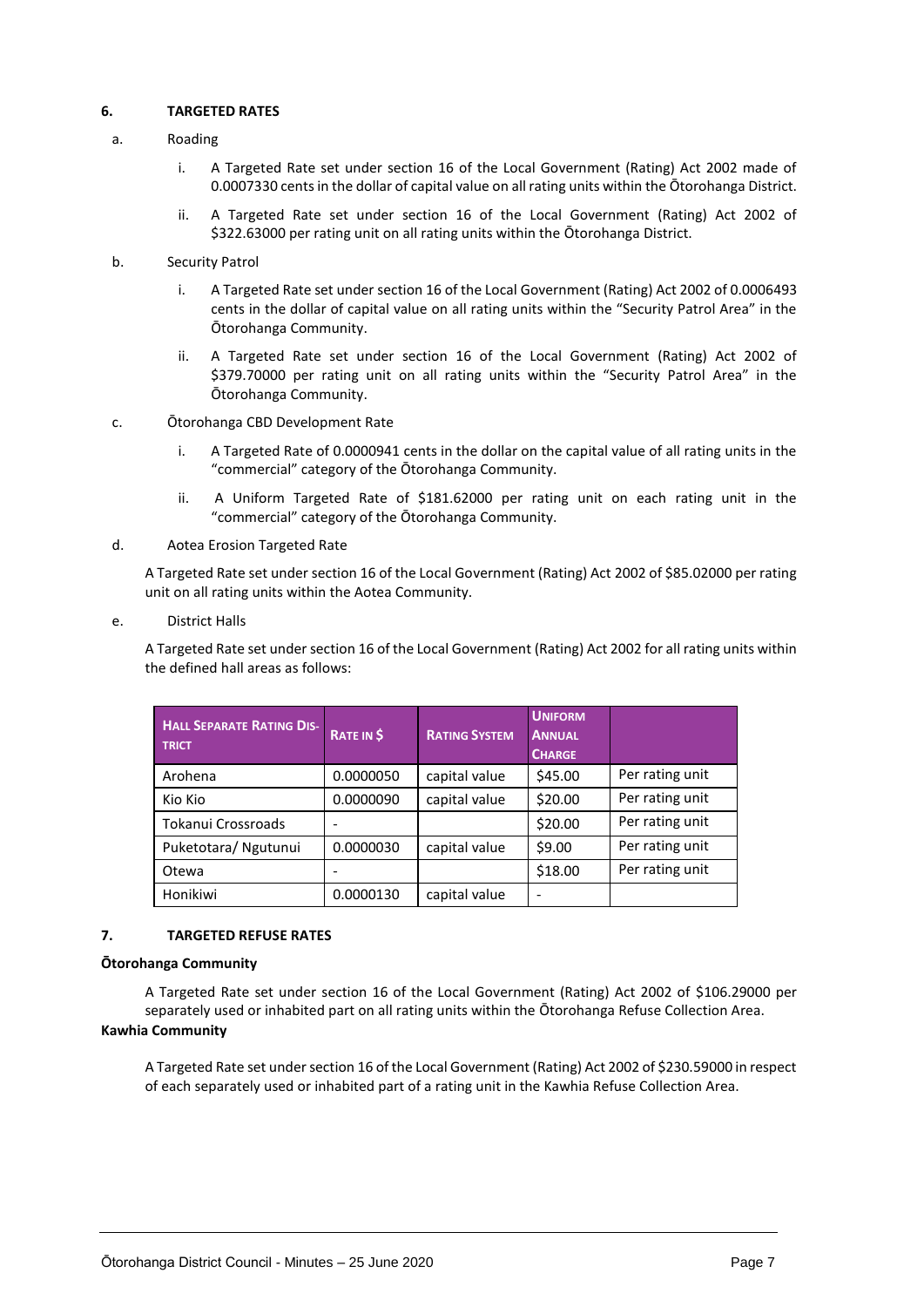## 6. TARGETED RATES

a. Roading

   i. A Targeted Rate set under section 16 of the Local Government (Rating) Act 2002 made of 0.0007330 cents in the dollar of capital value on all rating units within the Ōtorohanga District.

   ii. A Targeted Rate set under section 16 of the Local Government (Rating) Act 2002 of $322.63000 per rating unit on all rating units within the Ōtorohanga District.

b. Security Patrol

   i. A Targeted Rate set under section 16 of the Local Government (Rating) Act 2002 of 0.0006493 cents in the dollar of capital value on all rating units within the "Security Patrol Area" in the Ōtorohanga Community.

   ii. A Targeted Rate set under section 16 of the Local Government (Rating) Act 2002 of $379.70000 per rating unit on all rating units within the "Security Patrol Area" in the Ōtorohanga Community.

c. Ōtorohanga CBD Development Rate

   i. A Targeted Rate of 0.0000941 cents in the dollar on the capital value of all rating units in the "commercial" category of the Ōtorohanga Community.

   ii. A Uniform Targeted Rate of $181.62000 per rating unit on each rating unit in the "commercial" category of the Ōtorohanga Community.

d. Aotea Erosion Targeted Rate

A Targeted Rate set under section 16 of the Local Government (Rating) Act 2002 of $85.02000 per rating unit on all rating units within the Aotea Community.

e. District Halls

A Targeted Rate set under section 16 of the Local Government (Rating) Act 2002 for all rating units within the defined hall areas as follows:

| HALL SEPARATE RATING DISTRICT | RATE IN $ | RATING SYSTEM | UNIFORM ANNUAL CHARGE | |
|---|---|---|---|---|
| Arohena | 0.0000050 | capital value | $45.00 | Per rating unit |
| Kio Kio | 0.0000090 | capital value | $20.00 | Per rating unit |
| Tokanui Crossroads | - | | $20.00 | Per rating unit |
| Puketotara/ Ngutunui | 0.0000030 | capital value | $9.00 | Per rating unit |
| Otewa | - | | $18.00 | Per rating unit |
| Honikiwi | 0.0000130 | capital value | - | |

## 7. TARGETED REFUSE RATES

**Ōtorohanga Community**

A Targeted Rate set under section 16 of the Local Government (Rating) Act 2002 of $106.29000 per separately used or inhabited part on all rating units within the Ōtorohanga Refuse Collection Area.

**Kawhia Community**

A Targeted Rate set under section 16 of the Local Government (Rating) Act 2002 of $230.59000 in respect of each separately used or inhabited part of a rating unit in the Kawhia Refuse Collection Area.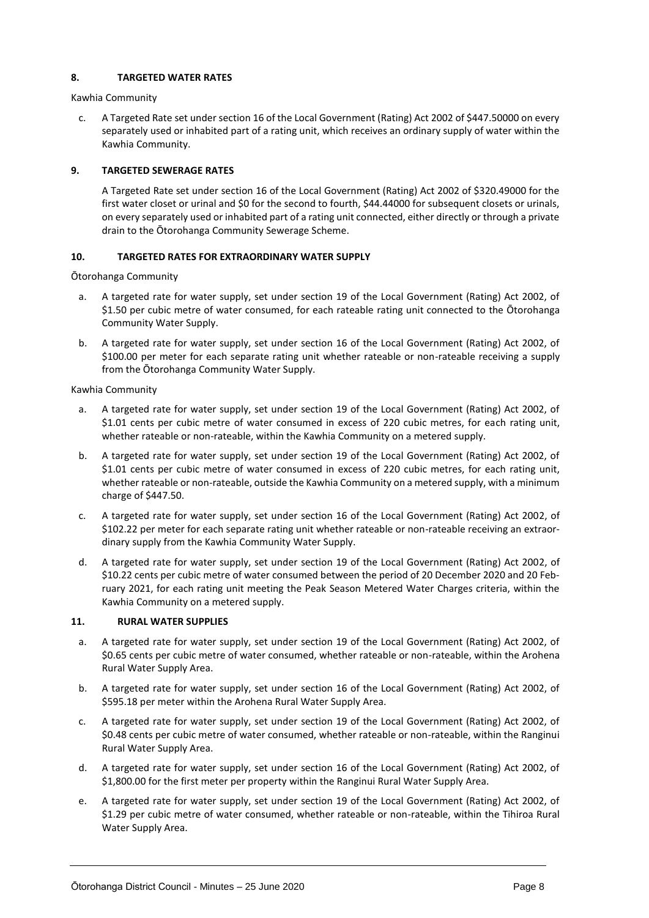### 8. TARGETED WATER RATES

Kawhia Community

c. A Targeted Rate set under section 16 of the Local Government (Rating) Act 2002 of $447.50000 on every separately used or inhabited part of a rating unit, which receives an ordinary supply of water within the Kawhia Community.

### 9. TARGETED SEWERAGE RATES

A Targeted Rate set under section 16 of the Local Government (Rating) Act 2002 of $320.49000 for the first water closet or urinal and $0 for the second to fourth, $44.44000 for subsequent closets or urinals, on every separately used or inhabited part of a rating unit connected, either directly or through a private drain to the Ōtorohanga Community Sewerage Scheme.

### 10. TARGETED RATES FOR EXTRAORDINARY WATER SUPPLY

Ōtorohanga Community

a. A targeted rate for water supply, set under section 19 of the Local Government (Rating) Act 2002, of $1.50 per cubic metre of water consumed, for each rateable rating unit connected to the Ōtorohanga Community Water Supply.

b. A targeted rate for water supply, set under section 16 of the Local Government (Rating) Act 2002, of $100.00 per meter for each separate rating unit whether rateable or non-rateable receiving a supply from the Ōtorohanga Community Water Supply.

Kawhia Community

a. A targeted rate for water supply, set under section 19 of the Local Government (Rating) Act 2002, of $1.01 cents per cubic metre of water consumed in excess of 220 cubic metres, for each rating unit, whether rateable or non-rateable, within the Kawhia Community on a metered supply.

b. A targeted rate for water supply, set under section 19 of the Local Government (Rating) Act 2002, of $1.01 cents per cubic metre of water consumed in excess of 220 cubic metres, for each rating unit, whether rateable or non-rateable, outside the Kawhia Community on a metered supply, with a minimum charge of $447.50.

c. A targeted rate for water supply, set under section 16 of the Local Government (Rating) Act 2002, of $102.22 per meter for each separate rating unit whether rateable or non-rateable receiving an extraordinary supply from the Kawhia Community Water Supply.

d. A targeted rate for water supply, set under section 19 of the Local Government (Rating) Act 2002, of $10.22 cents per cubic metre of water consumed between the period of 20 December 2020 and 20 February 2021, for each rating unit meeting the Peak Season Metered Water Charges criteria, within the Kawhia Community on a metered supply.

### 11. RURAL WATER SUPPLIES

a. A targeted rate for water supply, set under section 19 of the Local Government (Rating) Act 2002, of $0.65 cents per cubic metre of water consumed, whether rateable or non-rateable, within the Arohena Rural Water Supply Area.

b. A targeted rate for water supply, set under section 16 of the Local Government (Rating) Act 2002, of $595.18 per meter within the Arohena Rural Water Supply Area.

c. A targeted rate for water supply, set under section 19 of the Local Government (Rating) Act 2002, of $0.48 cents per cubic metre of water consumed, whether rateable or non-rateable, within the Ranginui Rural Water Supply Area.

d. A targeted rate for water supply, set under section 16 of the Local Government (Rating) Act 2002, of $1,800.00 for the first meter per property within the Ranginui Rural Water Supply Area.

e. A targeted rate for water supply, set under section 19 of the Local Government (Rating) Act 2002, of $1.29 per cubic metre of water consumed, whether rateable or non-rateable, within the Tihiroa Rural Water Supply Area.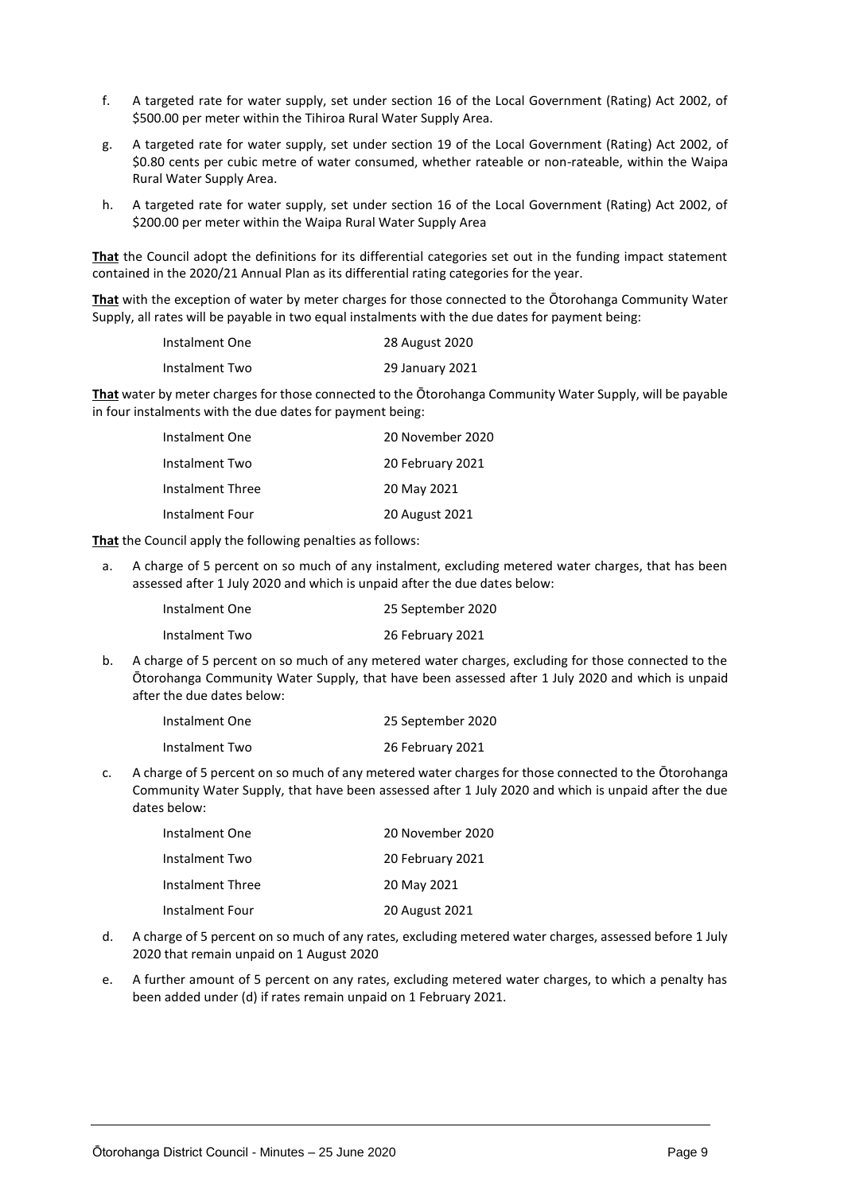f. A targeted rate for water supply, set under section 16 of the Local Government (Rating) Act 2002, of $500.00 per meter within the Tihiroa Rural Water Supply Area.

g. A targeted rate for water supply, set under section 19 of the Local Government (Rating) Act 2002, of $0.80 cents per cubic metre of water consumed, whether rateable or non-rateable, within the Waipa Rural Water Supply Area.

h. A targeted rate for water supply, set under section 16 of the Local Government (Rating) Act 2002, of $200.00 per meter within the Waipa Rural Water Supply Area

**That** the Council adopt the definitions for its differential categories set out in the funding impact statement contained in the 2020/21 Annual Plan as its differential rating categories for the year.

**That** with the exception of water by meter charges for those connected to the Ōtorohanga Community Water Supply, all rates will be payable in two equal instalments with the due dates for payment being:

| | |
|---|---|
| Instalment One | 28 August 2020 |
| Instalment Two | 29 January 2021 |

**That** water by meter charges for those connected to the Ōtorohanga Community Water Supply, will be payable in four instalments with the due dates for payment being:

| | |
|---|---|
| Instalment One | 20 November 2020 |
| Instalment Two | 20 February 2021 |
| Instalment Three | 20 May 2021 |
| Instalment Four | 20 August 2021 |

**That** the Council apply the following penalties as follows:

a. A charge of 5 percent on so much of any instalment, excluding metered water charges, that has been assessed after 1 July 2020 and which is unpaid after the due dates below:

| | |
|---|---|
| Instalment One | 25 September 2020 |
| Instalment Two | 26 February 2021 |

b. A charge of 5 percent on so much of any metered water charges, excluding for those connected to the Ōtorohanga Community Water Supply, that have been assessed after 1 July 2020 and which is unpaid after the due dates below:

| | |
|---|---|
| Instalment One | 25 September 2020 |
| Instalment Two | 26 February 2021 |

c. A charge of 5 percent on so much of any metered water charges for those connected to the Ōtorohanga Community Water Supply, that have been assessed after 1 July 2020 and which is unpaid after the due dates below:

| | |
|---|---|
| Instalment One | 20 November 2020 |
| Instalment Two | 20 February 2021 |
| Instalment Three | 20 May 2021 |
| Instalment Four | 20 August 2021 |

d. A charge of 5 percent on so much of any rates, excluding metered water charges, assessed before 1 July 2020 that remain unpaid on 1 August 2020

e. A further amount of 5 percent on any rates, excluding metered water charges, to which a penalty has been added under (d) if rates remain unpaid on 1 February 2021.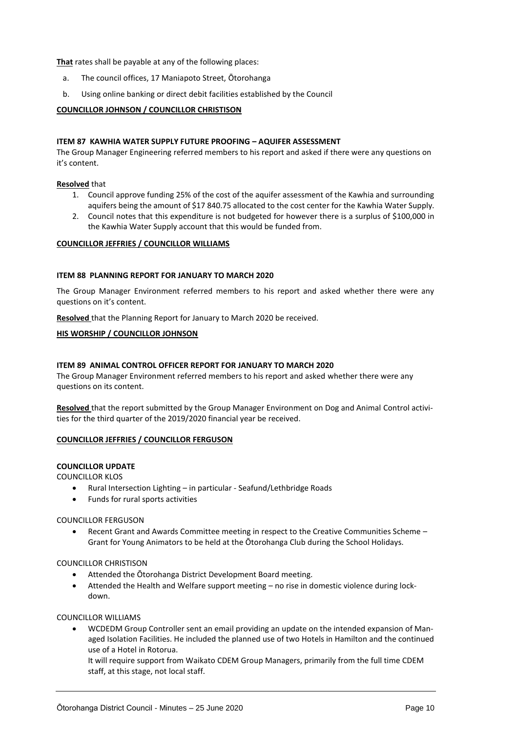**That** rates shall be payable at any of the following places:

a. The council offices, 17 Maniapoto Street, Ōtorohanga
b. Using online banking or direct debit facilities established by the Council

**COUNCILLOR JOHNSON / COUNCILLOR CHRISTISON**

**ITEM 87 KAWHIA WATER SUPPLY FUTURE PROOFING – AQUIFER ASSESSMENT**

The Group Manager Engineering referred members to his report and asked if there were any questions on it's content.

**Resolved** that

1. Council approve funding 25% of the cost of the aquifer assessment of the Kawhia and surrounding aquifers being the amount of $17 840.75 allocated to the cost center for the Kawhia Water Supply.
2. Council notes that this expenditure is not budgeted for however there is a surplus of $100,000 in the Kawhia Water Supply account that this would be funded from.

**COUNCILLOR JEFFRIES / COUNCILLOR WILLIAMS**

**ITEM 88 PLANNING REPORT FOR JANUARY TO MARCH 2020**

The Group Manager Environment referred members to his report and asked whether there were any questions on it's content.

**Resolved** that the Planning Report for January to March 2020 be received.

**HIS WORSHIP / COUNCILLOR JOHNSON**

**ITEM 89 ANIMAL CONTROL OFFICER REPORT FOR JANUARY TO MARCH 2020**

The Group Manager Environment referred members to his report and asked whether there were any questions on its content.

**Resolved** that the report submitted by the Group Manager Environment on Dog and Animal Control activities for the third quarter of the 2019/2020 financial year be received.

**COUNCILLOR JEFFRIES / COUNCILLOR FERGUSON**

**COUNCILLOR UPDATE**

COUNCILLOR KLOS

- Rural Intersection Lighting – in particular - Seafund/Lethbridge Roads
- Funds for rural sports activities

COUNCILLOR FERGUSON

- Recent Grant and Awards Committee meeting in respect to the Creative Communities Scheme – Grant for Young Animators to be held at the Ōtorohanga Club during the School Holidays.

COUNCILLOR CHRISTISON

- Attended the Ōtorohanga District Development Board meeting.
- Attended the Health and Welfare support meeting – no rise in domestic violence during lockdown.

COUNCILLOR WILLIAMS

- WCDEDM Group Controller sent an email providing an update on the intended expansion of Managed Isolation Facilities. He included the planned use of two Hotels in Hamilton and the continued use of a Hotel in Rotorua.

  It will require support from Waikato CDEM Group Managers, primarily from the full time CDEM staff, at this stage, not local staff.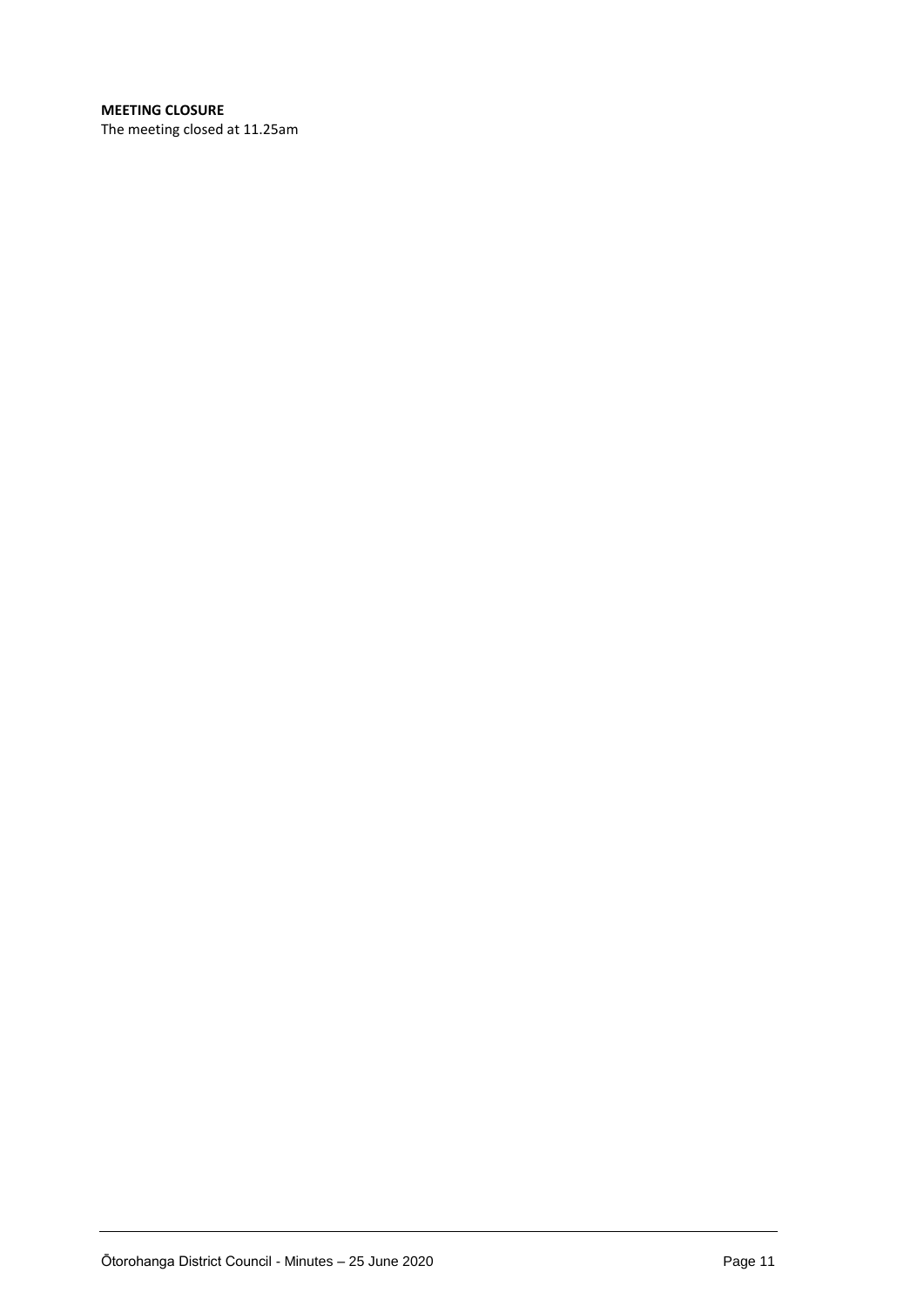**MEETING CLOSURE**

The meeting closed at 11.25am